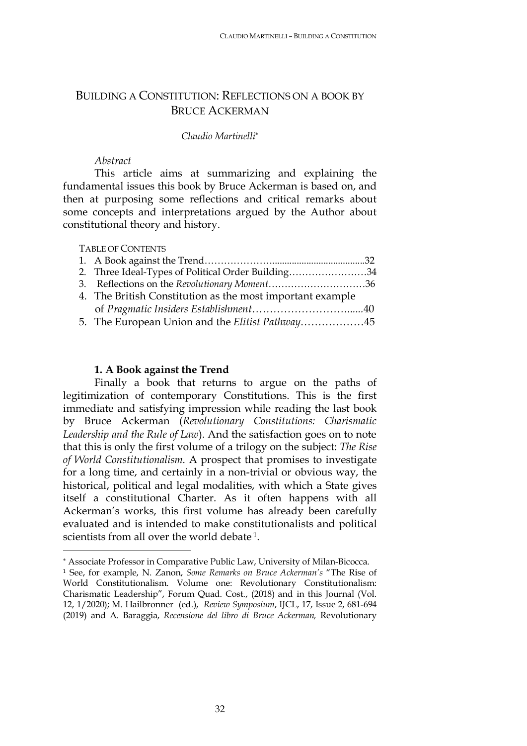# BUILDING A CONSTITUTION: REFLECTIONS ON A BOOK BY BRUCE ACKERMAN

*Claudio Martinelli*[*]

*Abstract*

This article aims at summarizing and explaining the fundamental issues this book by Bruce Ackerman is based on, and then at purposing some reflections and critical remarks about some concepts and interpretations argued by the Author about constitutional theory and history.

TABLE OF CONTENTS

1. A Book against the Trend……………………......................................32
2. Three Ideal-Types of Political Order Building……………………34
3. Reflections on the *Revolutionary Moment*…………………………36
4. The British Constitution as the most important example of *Pragmatic Insiders Establishment*…………………………......40
5. The European Union and the *Elitist Pathway*………………45

## 1. A Book against the Trend

Finally a book that returns to argue on the paths of legitimization of contemporary Constitutions. This is the first immediate and satisfying impression while reading the last book by Bruce Ackerman (*Revolutionary Constitutions: Charismatic Leadership and the Rule of Law*). And the satisfaction goes on to note that this is only the first volume of a trilogy on the subject: *The Rise of World Constitutionalism*. A prospect that promises to investigate for a long time, and certainly in a non-trivial or obvious way, the historical, political and legal modalities, with which a State gives itself a constitutional Charter. As it often happens with all Ackerman's works, this first volume has already been carefully evaluated and is intended to make constitutionalists and political scientists from all over the world debate[1].

---

[*] Associate Professor in Comparative Public Law, University of Milan-Bicocca.

[1] See, for example, N. Zanon, *Some Remarks on Bruce Ackerman's* "The Rise of World Constitutionalism. Volume one: Revolutionary Constitutionalism: Charismatic Leadership", Forum Quad. Cost., (2018) and in this Journal (Vol. 12, 1/2020); M. Hailbronner (ed.), *Review Symposium*, IJCL, 17, Issue 2, 681-694 (2019) and A. Baraggia, *Recensione del libro di Bruce Ackerman,* Revolutionary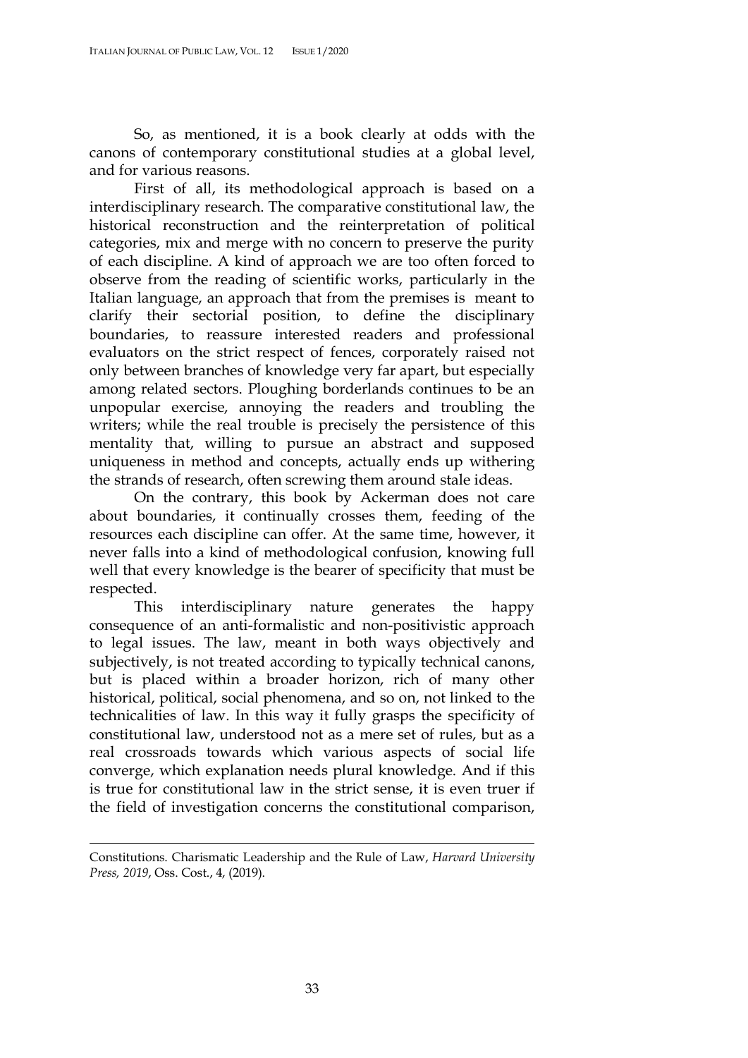So, as mentioned, it is a book clearly at odds with the canons of contemporary constitutional studies at a global level, and for various reasons.

First of all, its methodological approach is based on a interdisciplinary research. The comparative constitutional law, the historical reconstruction and the reinterpretation of political categories, mix and merge with no concern to preserve the purity of each discipline. A kind of approach we are too often forced to observe from the reading of scientific works, particularly in the Italian language, an approach that from the premises is meant to clarify their sectorial position, to define the disciplinary boundaries, to reassure interested readers and professional evaluators on the strict respect of fences, corporately raised not only between branches of knowledge very far apart, but especially among related sectors. Ploughing borderlands continues to be an unpopular exercise, annoying the readers and troubling the writers; while the real trouble is precisely the persistence of this mentality that, willing to pursue an abstract and supposed uniqueness in method and concepts, actually ends up withering the strands of research, often screwing them around stale ideas.

On the contrary, this book by Ackerman does not care about boundaries, it continually crosses them, feeding of the resources each discipline can offer. At the same time, however, it never falls into a kind of methodological confusion, knowing full well that every knowledge is the bearer of specificity that must be respected.

This interdisciplinary nature generates the happy consequence of an anti-formalistic and non-positivistic approach to legal issues. The law, meant in both ways objectively and subjectively, is not treated according to typically technical canons, but is placed within a broader horizon, rich of many other historical, political, social phenomena, and so on, not linked to the technicalities of law. In this way it fully grasps the specificity of constitutional law, understood not as a mere set of rules, but as a real crossroads towards which various aspects of social life converge, which explanation needs plural knowledge. And if this is true for constitutional law in the strict sense, it is even truer if the field of investigation concerns the constitutional comparison,

---

Constitutions. Charismatic Leadership and the Rule of Law, *Harvard University Press, 2019*, Oss. Cost., 4, (2019).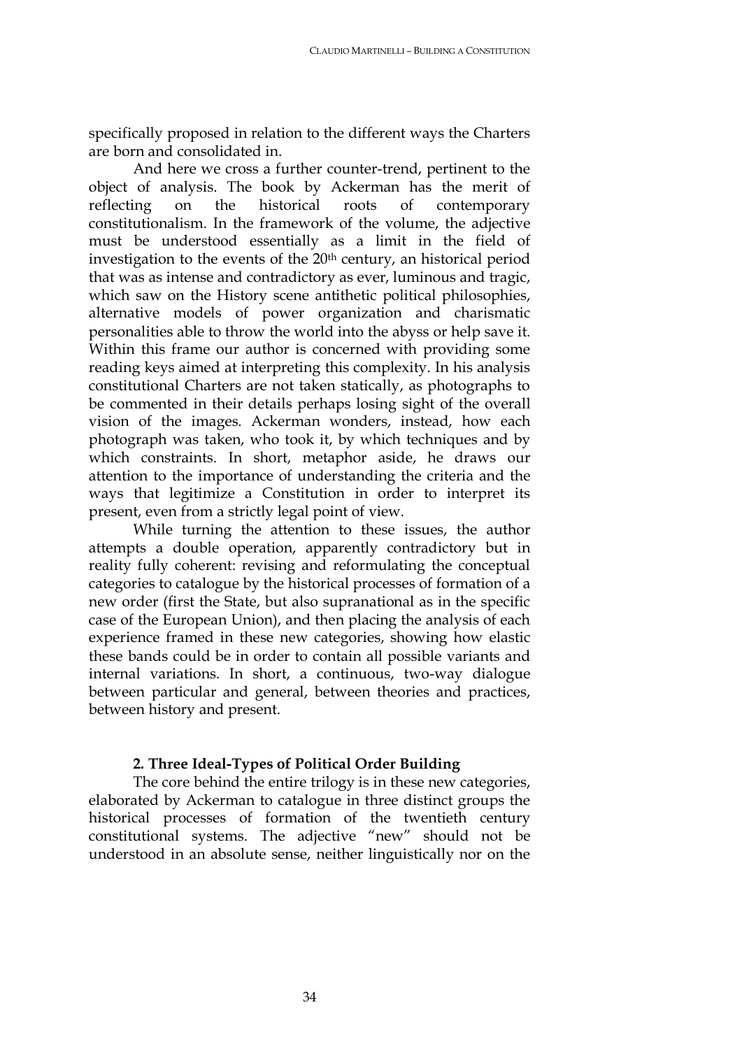specifically proposed in relation to the different ways the Charters are born and consolidated in.

And here we cross a further counter-trend, pertinent to the object of analysis. The book by Ackerman has the merit of reflecting on the historical roots of contemporary constitutionalism. In the framework of the volume, the adjective must be understood essentially as a limit in the field of investigation to the events of the 20th century, an historical period that was as intense and contradictory as ever, luminous and tragic, which saw on the History scene antithetic political philosophies, alternative models of power organization and charismatic personalities able to throw the world into the abyss or help save it. Within this frame our author is concerned with providing some reading keys aimed at interpreting this complexity. In his analysis constitutional Charters are not taken statically, as photographs to be commented in their details perhaps losing sight of the overall vision of the images. Ackerman wonders, instead, how each photograph was taken, who took it, by which techniques and by which constraints. In short, metaphor aside, he draws our attention to the importance of understanding the criteria and the ways that legitimize a Constitution in order to interpret its present, even from a strictly legal point of view.

While turning the attention to these issues, the author attempts a double operation, apparently contradictory but in reality fully coherent: revising and reformulating the conceptual categories to catalogue by the historical processes of formation of a new order (first the State, but also supranational as in the specific case of the European Union), and then placing the analysis of each experience framed in these new categories, showing how elastic these bands could be in order to contain all possible variants and internal variations. In short, a continuous, two-way dialogue between particular and general, between theories and practices, between history and present.

## 2. Three Ideal-Types of Political Order Building

The core behind the entire trilogy is in these new categories, elaborated by Ackerman to catalogue in three distinct groups the historical processes of formation of the twentieth century constitutional systems. The adjective "new" should not be understood in an absolute sense, neither linguistically nor on the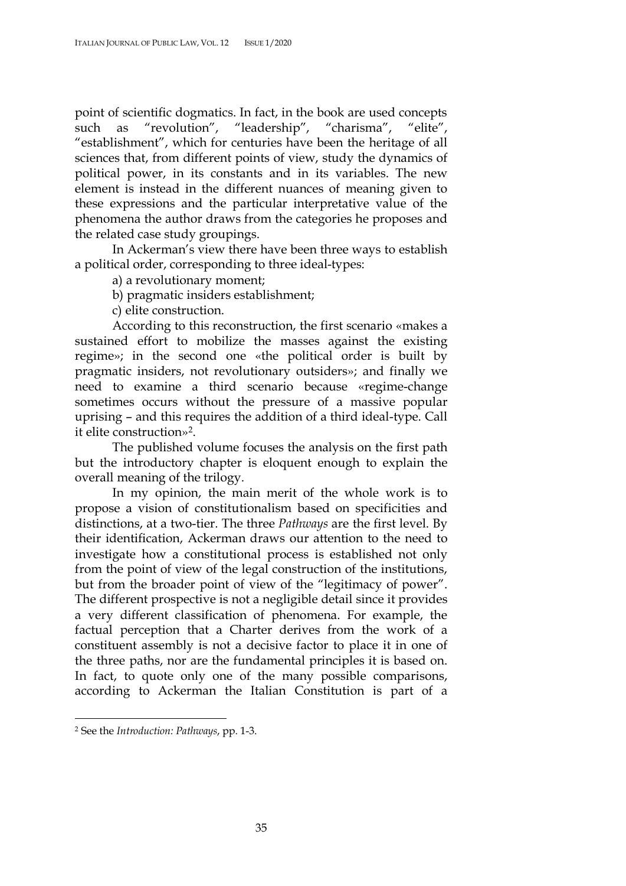point of scientific dogmatics. In fact, in the book are used concepts such as "revolution", "leadership", "charisma", "elite", "establishment", which for centuries have been the heritage of all sciences that, from different points of view, study the dynamics of political power, in its constants and in its variables. The new element is instead in the different nuances of meaning given to these expressions and the particular interpretative value of the phenomena the author draws from the categories he proposes and the related case study groupings.

In Ackerman's view there have been three ways to establish a political order, corresponding to three ideal-types:

a) a revolutionary moment;

b) pragmatic insiders establishment;

c) elite construction.

According to this reconstruction, the first scenario «makes a sustained effort to mobilize the masses against the existing regime»; in the second one «the political order is built by pragmatic insiders, not revolutionary outsiders»; and finally we need to examine a third scenario because «regime-change sometimes occurs without the pressure of a massive popular uprising – and this requires the addition of a third ideal-type. Call it elite construction»[2].

The published volume focuses the analysis on the first path but the introductory chapter is eloquent enough to explain the overall meaning of the trilogy.

In my opinion, the main merit of the whole work is to propose a vision of constitutionalism based on specificities and distinctions, at a two-tier. The three *Pathways* are the first level. By their identification, Ackerman draws our attention to the need to investigate how a constitutional process is established not only from the point of view of the legal construction of the institutions, but from the broader point of view of the "legitimacy of power". The different prospective is not a negligible detail since it provides a very different classification of phenomena. For example, the factual perception that a Charter derives from the work of a constituent assembly is not a decisive factor to place it in one of the three paths, nor are the fundamental principles it is based on. In fact, to quote only one of the many possible comparisons, according to Ackerman the Italian Constitution is part of a

---

[2] See the *Introduction: Pathways*, pp. 1-3.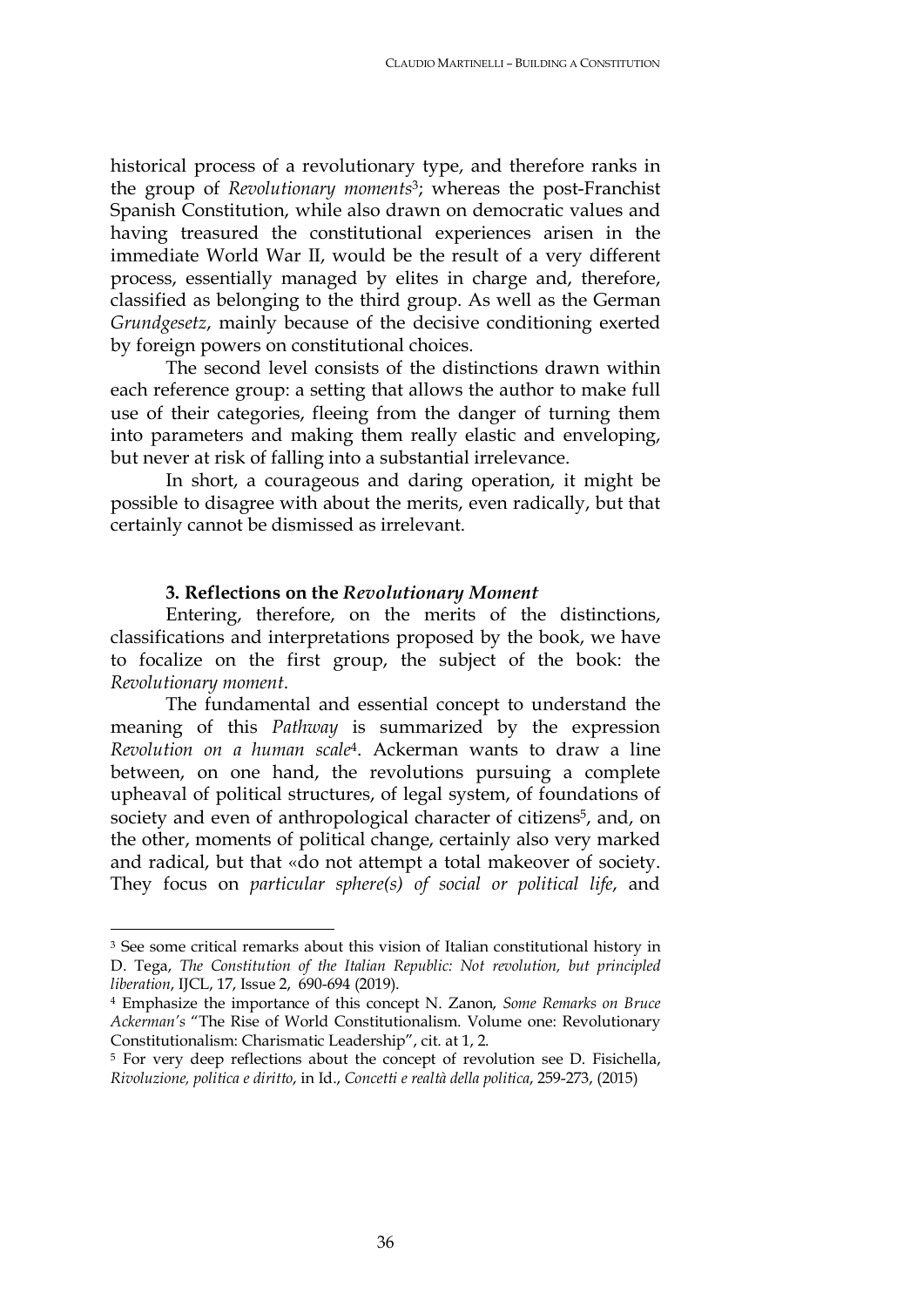historical process of a revolutionary type, and therefore ranks in the group of *Revolutionary moments*[3]; whereas the post-Franchist Spanish Constitution, while also drawn on democratic values and having treasured the constitutional experiences arisen in the immediate World War II, would be the result of a very different process, essentially managed by elites in charge and, therefore, classified as belonging to the third group. As well as the German *Grundgesetz*, mainly because of the decisive conditioning exerted by foreign powers on constitutional choices.

The second level consists of the distinctions drawn within each reference group: a setting that allows the author to make full use of their categories, fleeing from the danger of turning them into parameters and making them really elastic and enveloping, but never at risk of falling into a substantial irrelevance.

In short, a courageous and daring operation, it might be possible to disagree with about the merits, even radically, but that certainly cannot be dismissed as irrelevant.

### 3. Reflections on the *Revolutionary Moment*

Entering, therefore, on the merits of the distinctions, classifications and interpretations proposed by the book, we have to focalize on the first group, the subject of the book: the *Revolutionary moment*.

The fundamental and essential concept to understand the meaning of this *Pathway* is summarized by the expression *Revolution on a human scale*[4]. Ackerman wants to draw a line between, on one hand, the revolutions pursuing a complete upheaval of political structures, of legal system, of foundations of society and even of anthropological character of citizens[5], and, on the other, moments of political change, certainly also very marked and radical, but that «do not attempt a total makeover of society. They focus on *particular sphere(s) of social or political life*, and

---

[3] See some critical remarks about this vision of Italian constitutional history in D. Tega, *The Constitution of the Italian Republic: Not revolution, but principled liberation*, IJCL, 17, Issue 2, 690-694 (2019).

[4] Emphasize the importance of this concept N. Zanon, *Some Remarks on Bruce Ackerman's* "The Rise of World Constitutionalism. Volume one: Revolutionary Constitutionalism: Charismatic Leadership", cit. at 1, 2.

[5] For very deep reflections about the concept of revolution see D. Fisichella, *Rivoluzione, politica e diritto*, in Id., *Concetti e realtà della politica*, 259-273, (2015)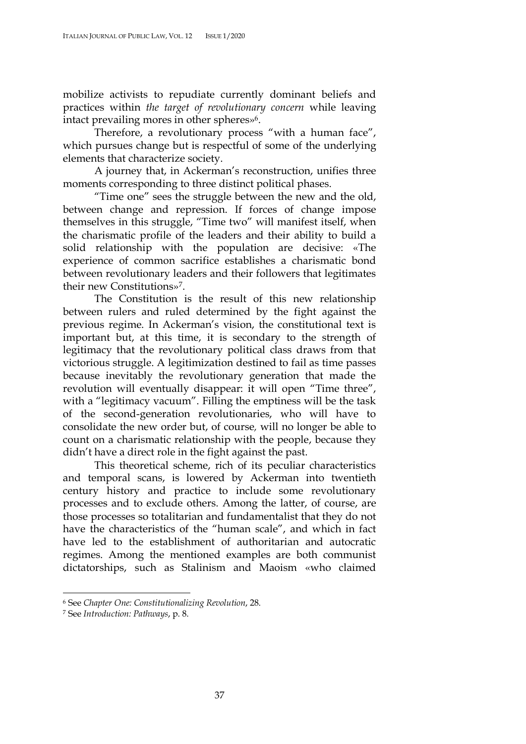mobilize activists to repudiate currently dominant beliefs and practices within *the target of revolutionary concern* while leaving intact prevailing mores in other spheres»[6].

Therefore, a revolutionary process "with a human face", which pursues change but is respectful of some of the underlying elements that characterize society.

A journey that, in Ackerman's reconstruction, unifies three moments corresponding to three distinct political phases.

"Time one" sees the struggle between the new and the old, between change and repression. If forces of change impose themselves in this struggle, "Time two" will manifest itself, when the charismatic profile of the leaders and their ability to build a solid relationship with the population are decisive: «The experience of common sacrifice establishes a charismatic bond between revolutionary leaders and their followers that legitimates their new Constitutions»[7].

The Constitution is the result of this new relationship between rulers and ruled determined by the fight against the previous regime. In Ackerman's vision, the constitutional text is important but, at this time, it is secondary to the strength of legitimacy that the revolutionary political class draws from that victorious struggle. A legitimization destined to fail as time passes because inevitably the revolutionary generation that made the revolution will eventually disappear: it will open "Time three", with a "legitimacy vacuum". Filling the emptiness will be the task of the second-generation revolutionaries, who will have to consolidate the new order but, of course, will no longer be able to count on a charismatic relationship with the people, because they didn't have a direct role in the fight against the past.

This theoretical scheme, rich of its peculiar characteristics and temporal scans, is lowered by Ackerman into twentieth century history and practice to include some revolutionary processes and to exclude others. Among the latter, of course, are those processes so totalitarian and fundamentalist that they do not have the characteristics of the "human scale", and which in fact have led to the establishment of authoritarian and autocratic regimes. Among the mentioned examples are both communist dictatorships, such as Stalinism and Maoism «who claimed

---

[6] See *Chapter One: Constitutionalizing Revolution*, 28.

[7] See *Introduction: Pathways*, p. 8.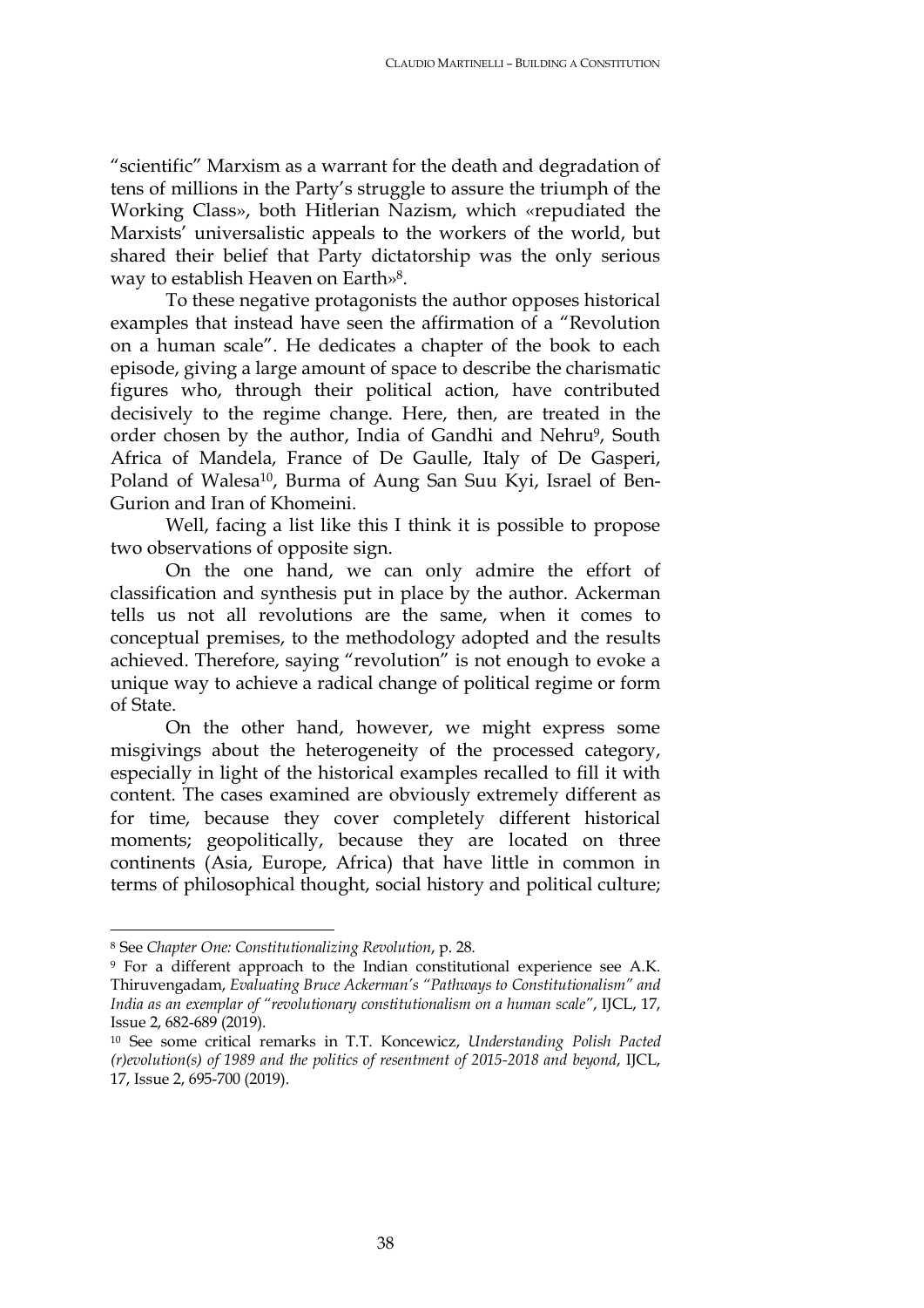"scientific" Marxism as a warrant for the death and degradation of tens of millions in the Party's struggle to assure the triumph of the Working Class», both Hitlerian Nazism, which «repudiated the Marxists' universalistic appeals to the workers of the world, but shared their belief that Party dictatorship was the only serious way to establish Heaven on Earth»[8].

To these negative protagonists the author opposes historical examples that instead have seen the affirmation of a "Revolution on a human scale". He dedicates a chapter of the book to each episode, giving a large amount of space to describe the charismatic figures who, through their political action, have contributed decisively to the regime change. Here, then, are treated in the order chosen by the author, India of Gandhi and Nehru[9], South Africa of Mandela, France of De Gaulle, Italy of De Gasperi, Poland of Walesa[10], Burma of Aung San Suu Kyi, Israel of Ben-Gurion and Iran of Khomeini.

Well, facing a list like this I think it is possible to propose two observations of opposite sign.

On the one hand, we can only admire the effort of classification and synthesis put in place by the author. Ackerman tells us not all revolutions are the same, when it comes to conceptual premises, to the methodology adopted and the results achieved. Therefore, saying "revolution" is not enough to evoke a unique way to achieve a radical change of political regime or form of State.

On the other hand, however, we might express some misgivings about the heterogeneity of the processed category, especially in light of the historical examples recalled to fill it with content. The cases examined are obviously extremely different as for time, because they cover completely different historical moments; geopolitically, because they are located on three continents (Asia, Europe, Africa) that have little in common in terms of philosophical thought, social history and political culture;

---

[8] See *Chapter One: Constitutionalizing Revolution*, p. 28.

[9] For a different approach to the Indian constitutional experience see A.K. Thiruvengadam, *Evaluating Bruce Ackerman's "Pathways to Constitutionalism" and India as an exemplar of "revolutionary constitutionalism on a human scale"*, IJCL, 17, Issue 2, 682-689 (2019).

[10] See some critical remarks in T.T. Koncewicz, *Understanding Polish Pacted (r)evolution(s) of 1989 and the politics of resentment of 2015-2018 and beyond*, IJCL, 17, Issue 2, 695-700 (2019).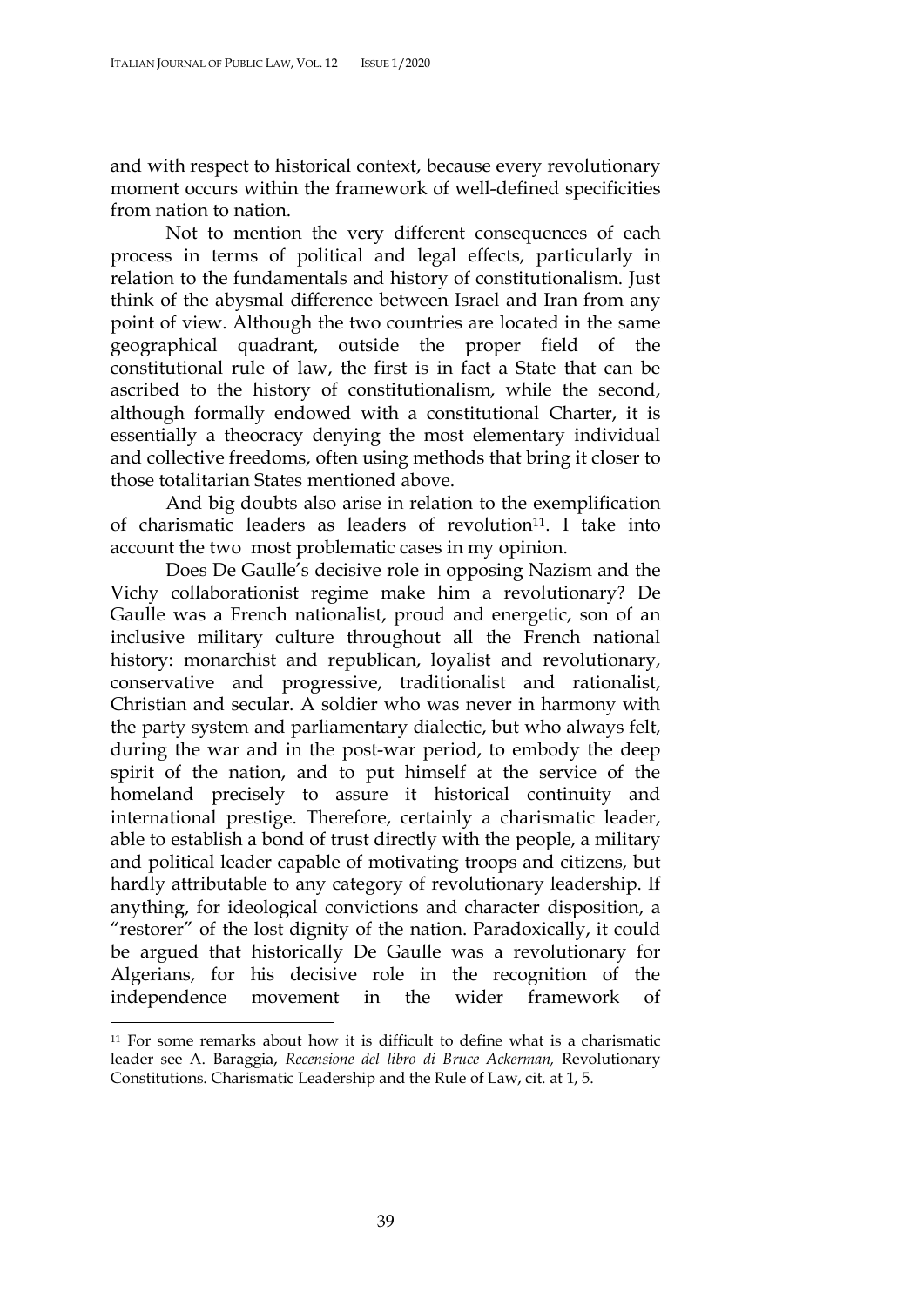and with respect to historical context, because every revolutionary moment occurs within the framework of well-defined specificities from nation to nation.

Not to mention the very different consequences of each process in terms of political and legal effects, particularly in relation to the fundamentals and history of constitutionalism. Just think of the abysmal difference between Israel and Iran from any point of view. Although the two countries are located in the same geographical quadrant, outside the proper field of the constitutional rule of law, the first is in fact a State that can be ascribed to the history of constitutionalism, while the second, although formally endowed with a constitutional Charter, it is essentially a theocracy denying the most elementary individual and collective freedoms, often using methods that bring it closer to those totalitarian States mentioned above.

And big doubts also arise in relation to the exemplification of charismatic leaders as leaders of revolution[11]. I take into account the two most problematic cases in my opinion.

Does De Gaulle's decisive role in opposing Nazism and the Vichy collaborationist regime make him a revolutionary? De Gaulle was a French nationalist, proud and energetic, son of an inclusive military culture throughout all the French national history: monarchist and republican, loyalist and revolutionary, conservative and progressive, traditionalist and rationalist, Christian and secular. A soldier who was never in harmony with the party system and parliamentary dialectic, but who always felt, during the war and in the post-war period, to embody the deep spirit of the nation, and to put himself at the service of the homeland precisely to assure it historical continuity and international prestige. Therefore, certainly a charismatic leader, able to establish a bond of trust directly with the people, a military and political leader capable of motivating troops and citizens, but hardly attributable to any category of revolutionary leadership. If anything, for ideological convictions and character disposition, a "restorer" of the lost dignity of the nation. Paradoxically, it could be argued that historically De Gaulle was a revolutionary for Algerians, for his decisive role in the recognition of the independence movement in the wider framework of

---

[11] For some remarks about how it is difficult to define what is a charismatic leader see A. Baraggia, *Recensione del libro di Bruce Ackerman,* Revolutionary Constitutions. Charismatic Leadership and the Rule of Law, cit. at 1, 5.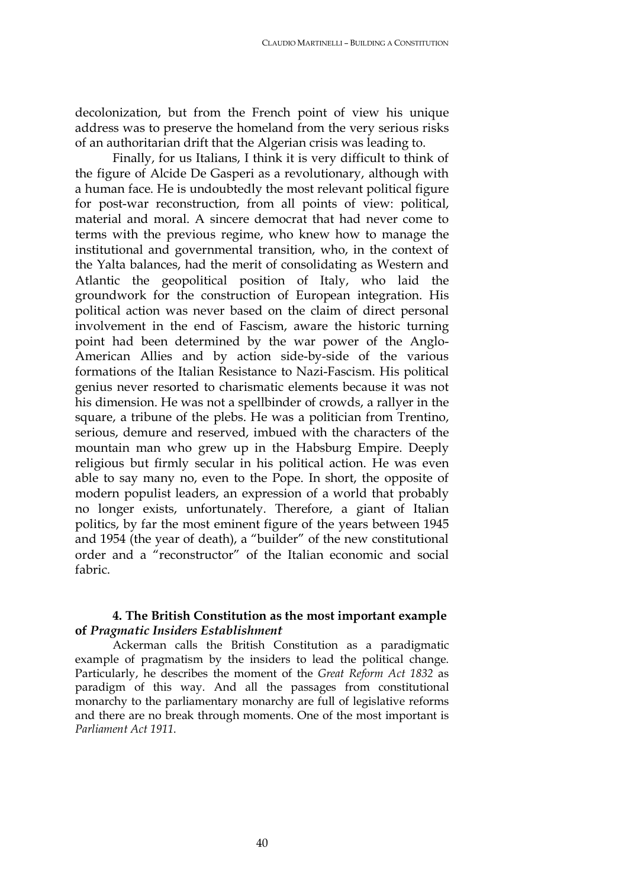decolonization, but from the French point of view his unique address was to preserve the homeland from the very serious risks of an authoritarian drift that the Algerian crisis was leading to.

Finally, for us Italians, I think it is very difficult to think of the figure of Alcide De Gasperi as a revolutionary, although with a human face. He is undoubtedly the most relevant political figure for post-war reconstruction, from all points of view: political, material and moral. A sincere democrat that had never come to terms with the previous regime, who knew how to manage the institutional and governmental transition, who, in the context of the Yalta balances, had the merit of consolidating as Western and Atlantic the geopolitical position of Italy, who laid the groundwork for the construction of European integration. His political action was never based on the claim of direct personal involvement in the end of Fascism, aware the historic turning point had been determined by the war power of the Anglo-American Allies and by action side-by-side of the various formations of the Italian Resistance to Nazi-Fascism. His political genius never resorted to charismatic elements because it was not his dimension. He was not a spellbinder of crowds, a rallyer in the square, a tribune of the plebs. He was a politician from Trentino, serious, demure and reserved, imbued with the characters of the mountain man who grew up in the Habsburg Empire. Deeply religious but firmly secular in his political action. He was even able to say many no, even to the Pope. In short, the opposite of modern populist leaders, an expression of a world that probably no longer exists, unfortunately. Therefore, a giant of Italian politics, by far the most eminent figure of the years between 1945 and 1954 (the year of death), a "builder" of the new constitutional order and a "reconstructor" of the Italian economic and social fabric.

### 4. The British Constitution as the most important example of *Pragmatic Insiders Establishment*

Ackerman calls the British Constitution as a paradigmatic example of pragmatism by the insiders to lead the political change. Particularly, he describes the moment of the *Great Reform Act 1832* as paradigm of this way. And all the passages from constitutional monarchy to the parliamentary monarchy are full of legislative reforms and there are no break through moments. One of the most important is *Parliament Act 1911.*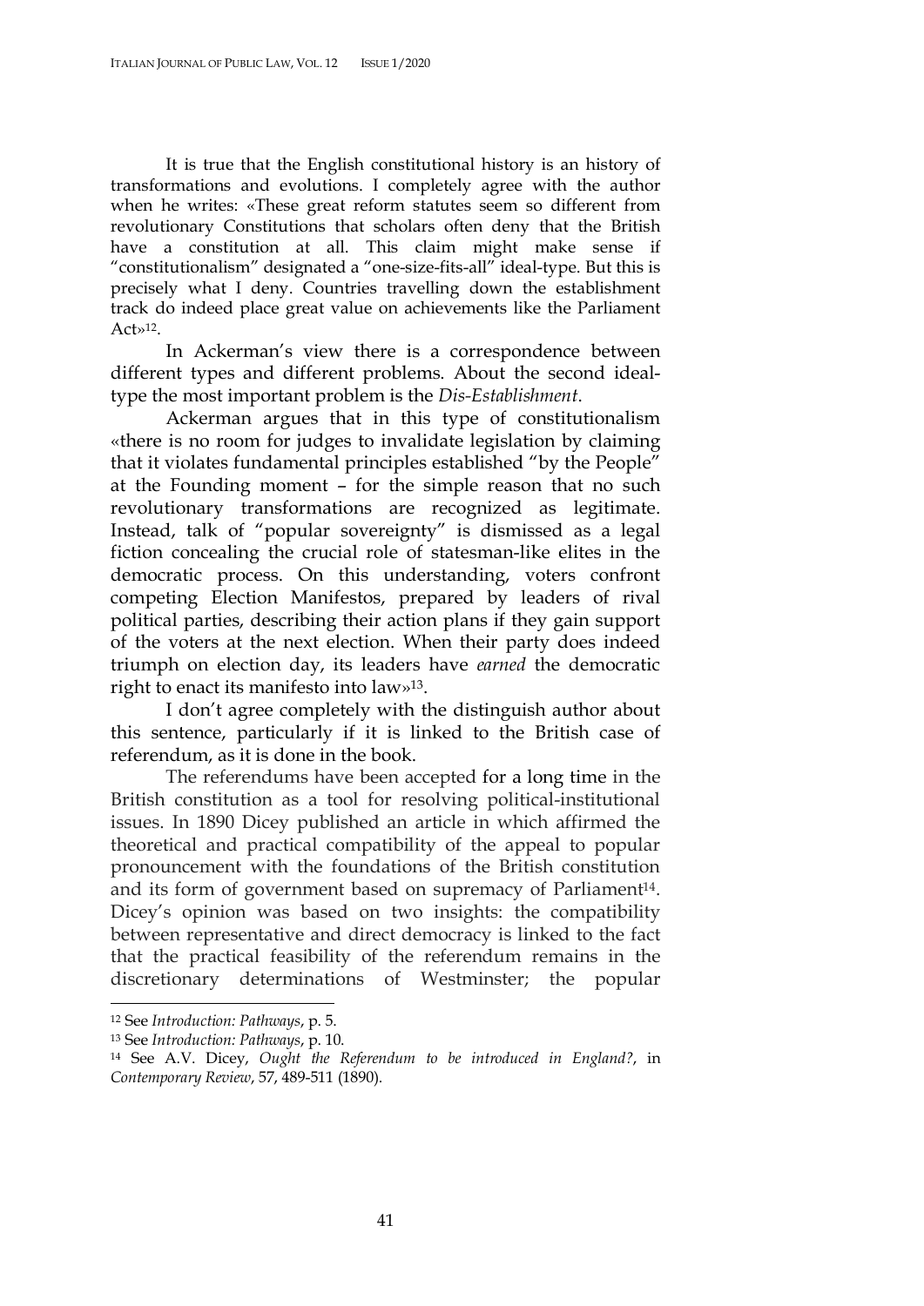It is true that the English constitutional history is an history of transformations and evolutions. I completely agree with the author when he writes: «These great reform statutes seem so different from revolutionary Constitutions that scholars often deny that the British have a constitution at all. This claim might make sense if "constitutionalism" designated a "one-size-fits-all" ideal-type. But this is precisely what I deny. Countries travelling down the establishment track do indeed place great value on achievements like the Parliament Act»[12].

In Ackerman's view there is a correspondence between different types and different problems. About the second ideal-type the most important problem is the *Dis-Establishment*.

Ackerman argues that in this type of constitutionalism «there is no room for judges to invalidate legislation by claiming that it violates fundamental principles established "by the People" at the Founding moment – for the simple reason that no such revolutionary transformations are recognized as legitimate. Instead, talk of "popular sovereignty" is dismissed as a legal fiction concealing the crucial role of statesman-like elites in the democratic process. On this understanding, voters confront competing Election Manifestos, prepared by leaders of rival political parties, describing their action plans if they gain support of the voters at the next election. When their party does indeed triumph on election day, its leaders have *earned* the democratic right to enact its manifesto into law»[13].

I don't agree completely with the distinguish author about this sentence, particularly if it is linked to the British case of referendum, as it is done in the book.

The referendums have been accepted for a long time in the British constitution as a tool for resolving political-institutional issues. In 1890 Dicey published an article in which affirmed the theoretical and practical compatibility of the appeal to popular pronouncement with the foundations of the British constitution and its form of government based on supremacy of Parliament[14]. Dicey's opinion was based on two insights: the compatibility between representative and direct democracy is linked to the fact that the practical feasibility of the referendum remains in the discretionary determinations of Westminster; the popular

---

[12] See *Introduction: Pathways*, p. 5.

[13] See *Introduction: Pathways*, p. 10.

[14] See A.V. Dicey, *Ought the Referendum to be introduced in England?*, in *Contemporary Review*, 57, 489-511 (1890).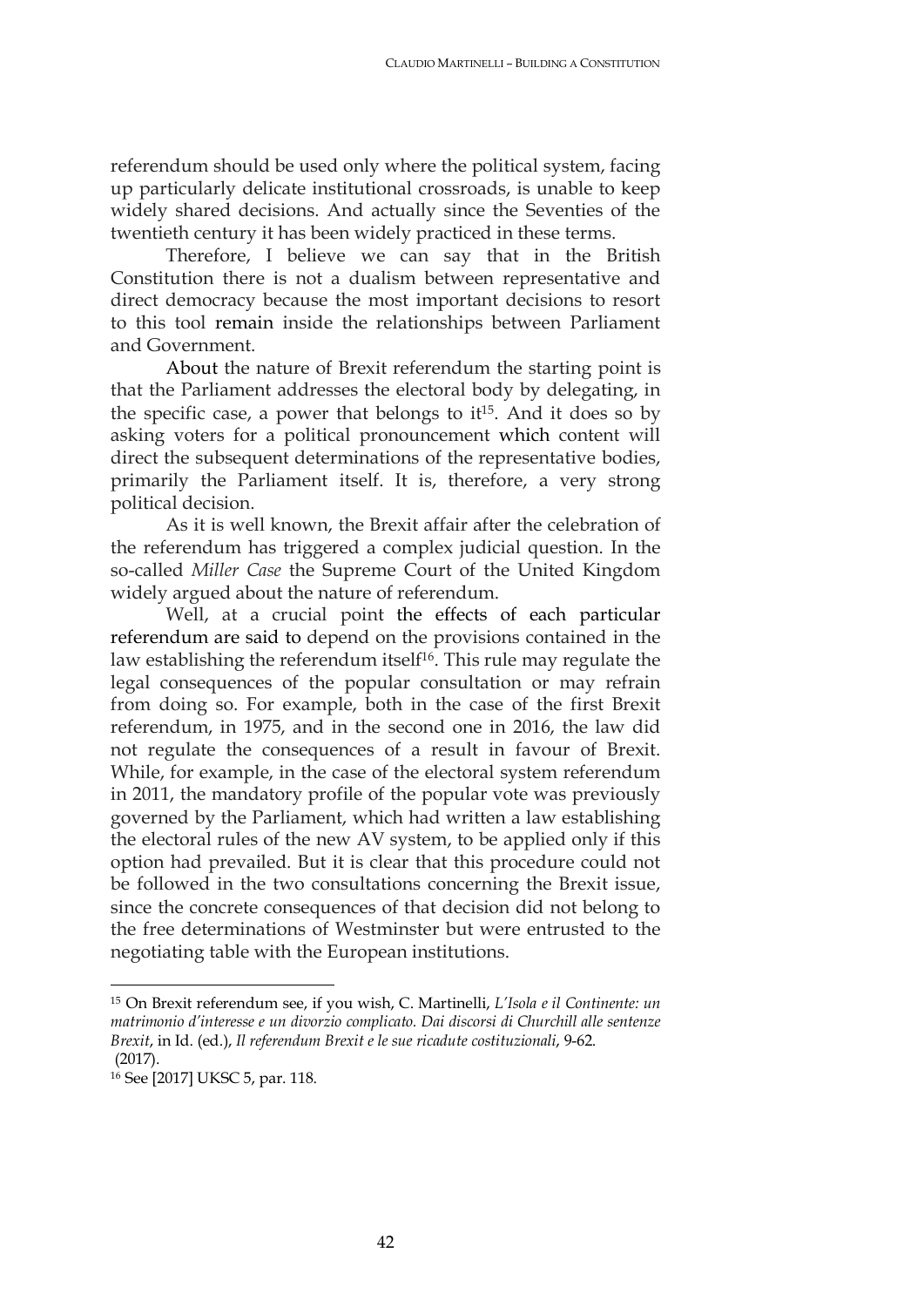referendum should be used only where the political system, facing up particularly delicate institutional crossroads, is unable to keep widely shared decisions. And actually since the Seventies of the twentieth century it has been widely practiced in these terms.

Therefore, I believe we can say that in the British Constitution there is not a dualism between representative and direct democracy because the most important decisions to resort to this tool remain inside the relationships between Parliament and Government.

About the nature of Brexit referendum the starting point is that the Parliament addresses the electoral body by delegating, in the specific case, a power that belongs to it[15]. And it does so by asking voters for a political pronouncement which content will direct the subsequent determinations of the representative bodies, primarily the Parliament itself. It is, therefore, a very strong political decision.

As it is well known, the Brexit affair after the celebration of the referendum has triggered a complex judicial question. In the so-called *Miller Case* the Supreme Court of the United Kingdom widely argued about the nature of referendum.

Well, at a crucial point the effects of each particular referendum are said to depend on the provisions contained in the law establishing the referendum itself[16]. This rule may regulate the legal consequences of the popular consultation or may refrain from doing so. For example, both in the case of the first Brexit referendum, in 1975, and in the second one in 2016, the law did not regulate the consequences of a result in favour of Brexit. While, for example, in the case of the electoral system referendum in 2011, the mandatory profile of the popular vote was previously governed by the Parliament, which had written a law establishing the electoral rules of the new AV system, to be applied only if this option had prevailed. But it is clear that this procedure could not be followed in the two consultations concerning the Brexit issue, since the concrete consequences of that decision did not belong to the free determinations of Westminster but were entrusted to the negotiating table with the European institutions.

---

[15] On Brexit referendum see, if you wish, C. Martinelli, *L'Isola e il Continente: un matrimonio d'interesse e un divorzio complicato. Dai discorsi di Churchill alle sentenze Brexit*, in Id. (ed.), *Il referendum Brexit e le sue ricadute costituzionali*, 9-62. (2017).

[16] See [2017] UKSC 5, par. 118.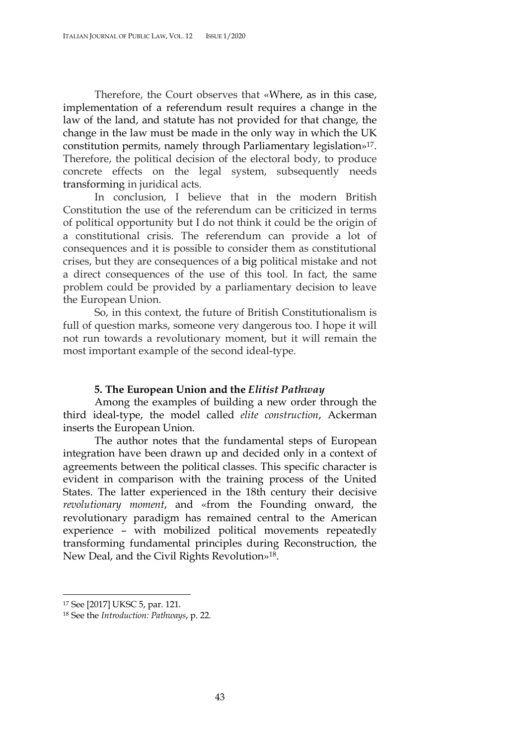Therefore, the Court observes that «Where, as in this case, implementation of a referendum result requires a change in the law of the land, and statute has not provided for that change, the change in the law must be made in the only way in which the UK constitution permits, namely through Parliamentary legislation»[17]. Therefore, the political decision of the electoral body, to produce concrete effects on the legal system, subsequently needs transforming in juridical acts.

In conclusion, I believe that in the modern British Constitution the use of the referendum can be criticized in terms of political opportunity but I do not think it could be the origin of a constitutional crisis. The referendum can provide a lot of consequences and it is possible to consider them as constitutional crises, but they are consequences of a big political mistake and not a direct consequences of the use of this tool. In fact, the same problem could be provided by a parliamentary decision to leave the European Union.

So, in this context, the future of British Constitutionalism is full of question marks, someone very dangerous too. I hope it will not run towards a revolutionary moment, but it will remain the most important example of the second ideal-type.

### 5. The European Union and the *Elitist Pathway*

Among the examples of building a new order through the third ideal-type, the model called *elite construction*, Ackerman inserts the European Union.

The author notes that the fundamental steps of European integration have been drawn up and decided only in a context of agreements between the political classes. This specific character is evident in comparison with the training process of the United States. The latter experienced in the 18th century their decisive *revolutionary moment*, and «from the Founding onward, the revolutionary paradigm has remained central to the American experience – with mobilized political movements repeatedly transforming fundamental principles during Reconstruction, the New Deal, and the Civil Rights Revolution»[18].

---

[17] See [2017] UKSC 5, par. 121.

[18] See the *Introduction: Pathways*, p. 22.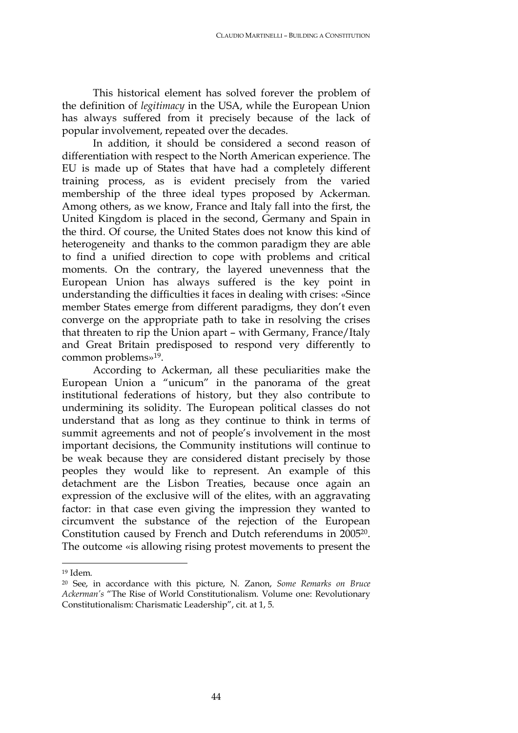This historical element has solved forever the problem of the definition of *legitimacy* in the USA, while the European Union has always suffered from it precisely because of the lack of popular involvement, repeated over the decades.

In addition, it should be considered a second reason of differentiation with respect to the North American experience. The EU is made up of States that have had a completely different training process, as is evident precisely from the varied membership of the three ideal types proposed by Ackerman. Among others, as we know, France and Italy fall into the first, the United Kingdom is placed in the second, Germany and Spain in the third. Of course, the United States does not know this kind of heterogeneity and thanks to the common paradigm they are able to find a unified direction to cope with problems and critical moments. On the contrary, the layered unevenness that the European Union has always suffered is the key point in understanding the difficulties it faces in dealing with crises: «Since member States emerge from different paradigms, they don't even converge on the appropriate path to take in resolving the crises that threaten to rip the Union apart – with Germany, France/Italy and Great Britain predisposed to respond very differently to common problems»[19].

According to Ackerman, all these peculiarities make the European Union a "unicum" in the panorama of the great institutional federations of history, but they also contribute to undermining its solidity. The European political classes do not understand that as long as they continue to think in terms of summit agreements and not of people's involvement in the most important decisions, the Community institutions will continue to be weak because they are considered distant precisely by those peoples they would like to represent. An example of this detachment are the Lisbon Treaties, because once again an expression of the exclusive will of the elites, with an aggravating factor: in that case even giving the impression they wanted to circumvent the substance of the rejection of the European Constitution caused by French and Dutch referendums in 2005[20]. The outcome «is allowing rising protest movements to present the

---

[19] Idem.

[20] See, in accordance with this picture, N. Zanon, *Some Remarks on Bruce Ackerman's* "The Rise of World Constitutionalism. Volume one: Revolutionary Constitutionalism: Charismatic Leadership", cit. at 1, 5.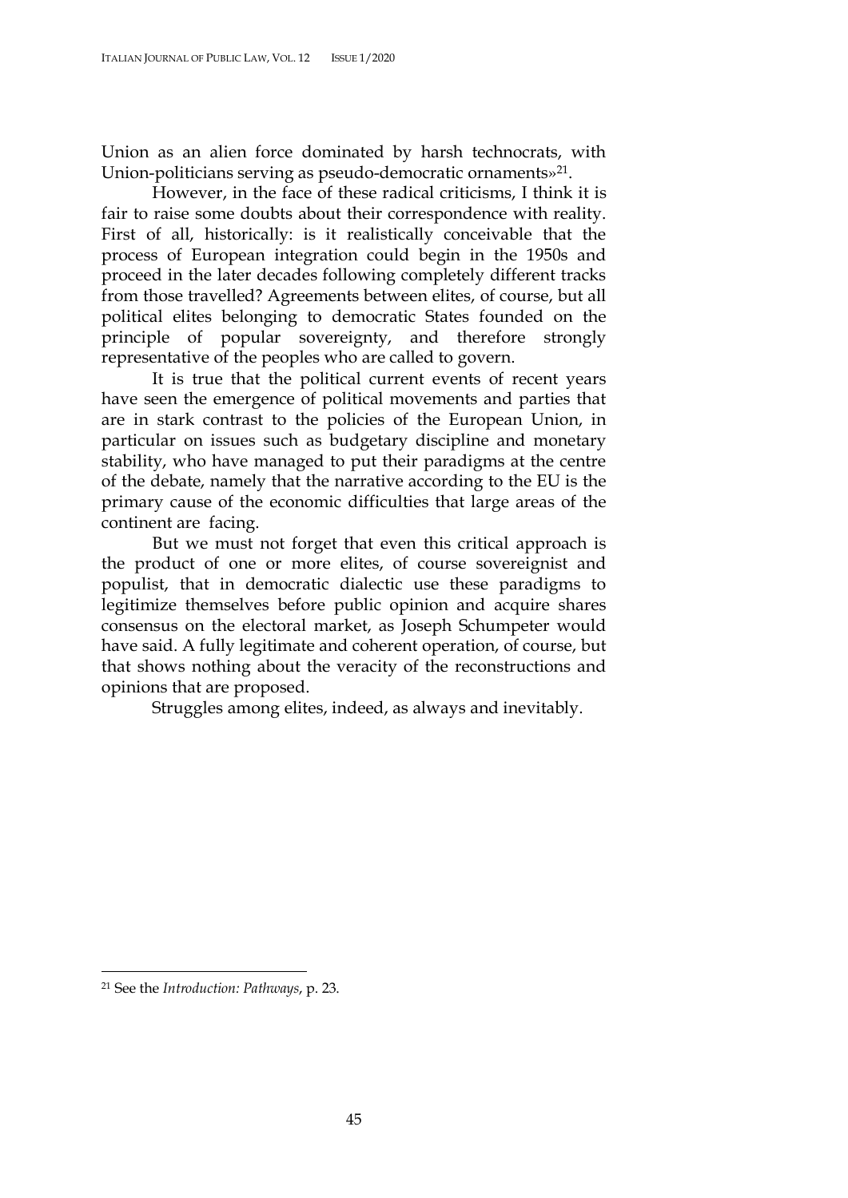Union as an alien force dominated by harsh technocrats, with Union-politicians serving as pseudo-democratic ornaments»[21].

However, in the face of these radical criticisms, I think it is fair to raise some doubts about their correspondence with reality. First of all, historically: is it realistically conceivable that the process of European integration could begin in the 1950s and proceed in the later decades following completely different tracks from those travelled? Agreements between elites, of course, but all political elites belonging to democratic States founded on the principle of popular sovereignty, and therefore strongly representative of the peoples who are called to govern.

It is true that the political current events of recent years have seen the emergence of political movements and parties that are in stark contrast to the policies of the European Union, in particular on issues such as budgetary discipline and monetary stability, who have managed to put their paradigms at the centre of the debate, namely that the narrative according to the EU is the primary cause of the economic difficulties that large areas of the continent are facing.

But we must not forget that even this critical approach is the product of one or more elites, of course sovereignist and populist, that in democratic dialectic use these paradigms to legitimize themselves before public opinion and acquire shares consensus on the electoral market, as Joseph Schumpeter would have said. A fully legitimate and coherent operation, of course, but that shows nothing about the veracity of the reconstructions and opinions that are proposed.

Struggles among elites, indeed, as always and inevitably.

---

[21] See the *Introduction: Pathways*, p. 23.